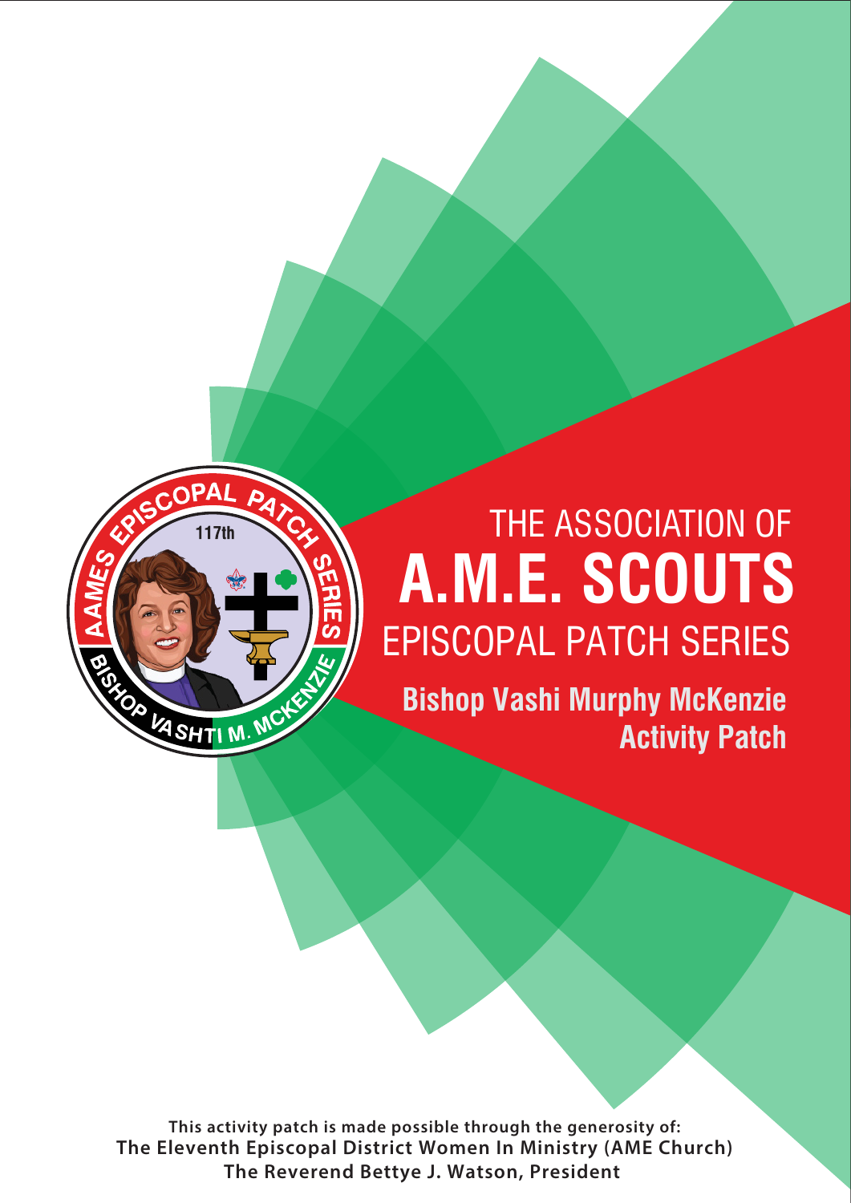# THE ASSOCIATION OF A.M.E. SCOUTS EPISCOPAL PATCH SERIES

## Bishop Vashi Murphy McKenzie Activity Patch

AAMES EPISCOPAL PATCH SERIES

117th

BISHOP VASHTI M. MCKENZIE

**This activity patch is made possible through the generosity of:**
**The Eleventh Episcopal District Women In Ministry (AME Church)**
**The Reverend Bettye J. Watson, President**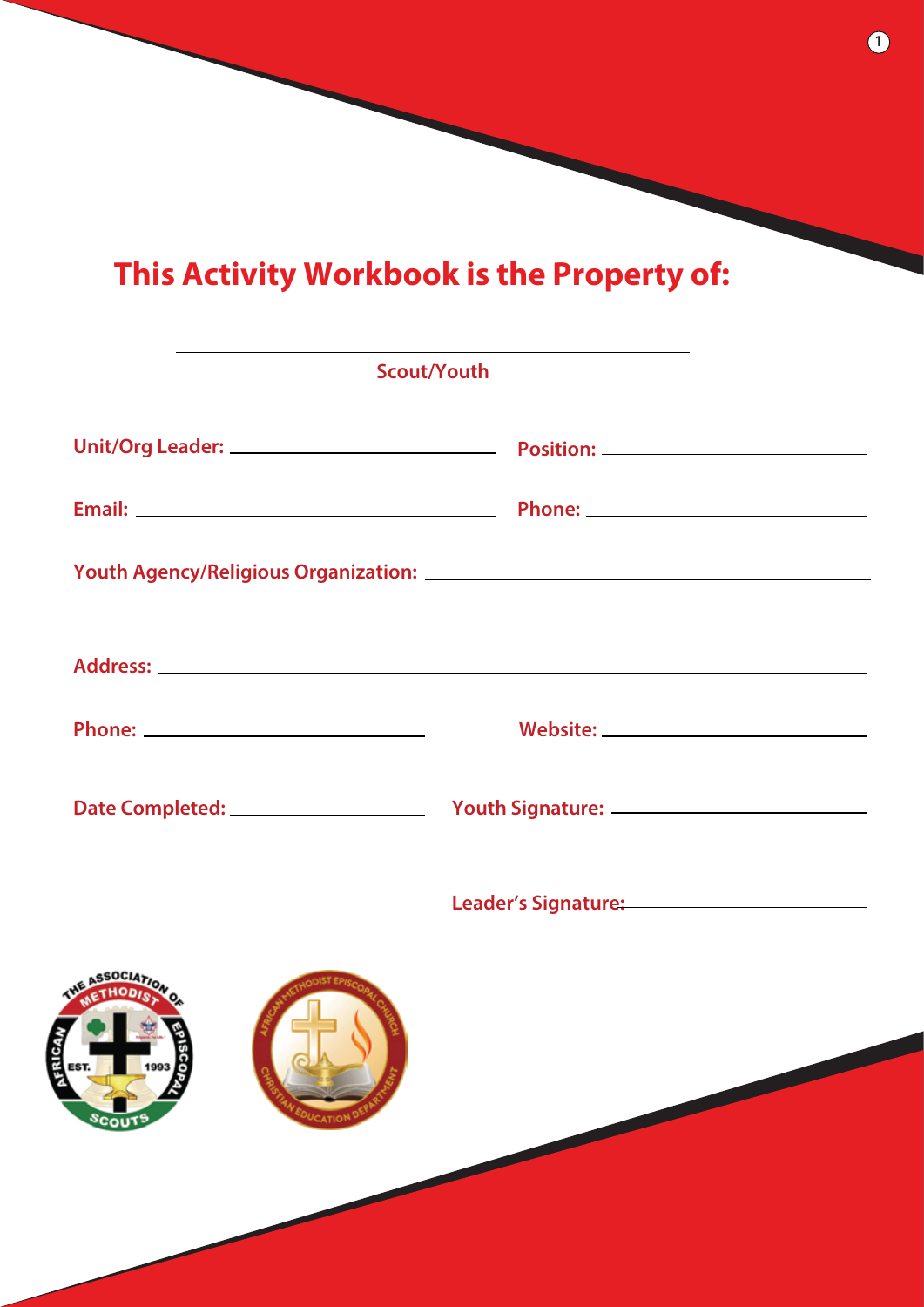# This Activity Workbook is the Property of:

\_\_\_\_\_\_\_\_\_\_\_\_\_\_\_\_\_\_\_\_\_\_\_\_\_\_\_\_\_\_\_\_\_\_\_\_\_\_\_\_

Scout/Youth

Unit/Org Leader: \_\_\_\_\_\_\_\_\_\_\_\_\_\_\_\_\_\_\_\_\_\_\_\_\_\_ Position: \_\_\_\_\_\_\_\_\_\_\_\_\_\_\_\_\_\_\_\_\_\_\_\_\_\_

Email: \_\_\_\_\_\_\_\_\_\_\_\_\_\_\_\_\_\_\_\_\_\_\_\_\_\_\_\_\_\_\_\_\_\_\_ Phone: \_\_\_\_\_\_\_\_\_\_\_\_\_\_\_\_\_\_\_\_\_\_\_\_\_\_

Youth Agency/Religious Organization: \_\_\_\_\_\_\_\_\_\_\_\_\_\_\_\_\_\_\_\_\_\_\_\_\_\_\_\_\_\_\_\_\_\_\_\_\_\_\_\_\_\_\_\_

Address: \_\_\_\_\_\_\_\_\_\_\_\_\_\_\_\_\_\_\_\_\_\_\_\_\_\_\_\_\_\_\_\_\_\_\_\_\_\_\_\_\_\_\_\_\_\_\_\_\_\_\_\_\_\_\_\_\_\_\_\_\_\_\_\_\_\_\_\_\_\_

Phone: \_\_\_\_\_\_\_\_\_\_\_\_\_\_\_\_\_\_\_\_\_\_\_\_\_\_\_\_ Website: \_\_\_\_\_\_\_\_\_\_\_\_\_\_\_\_\_\_\_\_\_\_\_\_\_\_

Date Completed: \_\_\_\_\_\_\_\_\_\_\_\_\_\_\_\_\_\_\_\_ Youth Signature: \_\_\_\_\_\_\_\_\_\_\_\_\_\_\_\_\_\_\_\_\_\_\_\_\_\_

Leader's Signature: \_\_\_\_\_\_\_\_\_\_\_\_\_\_\_\_\_\_\_\_\_\_\_\_\_\_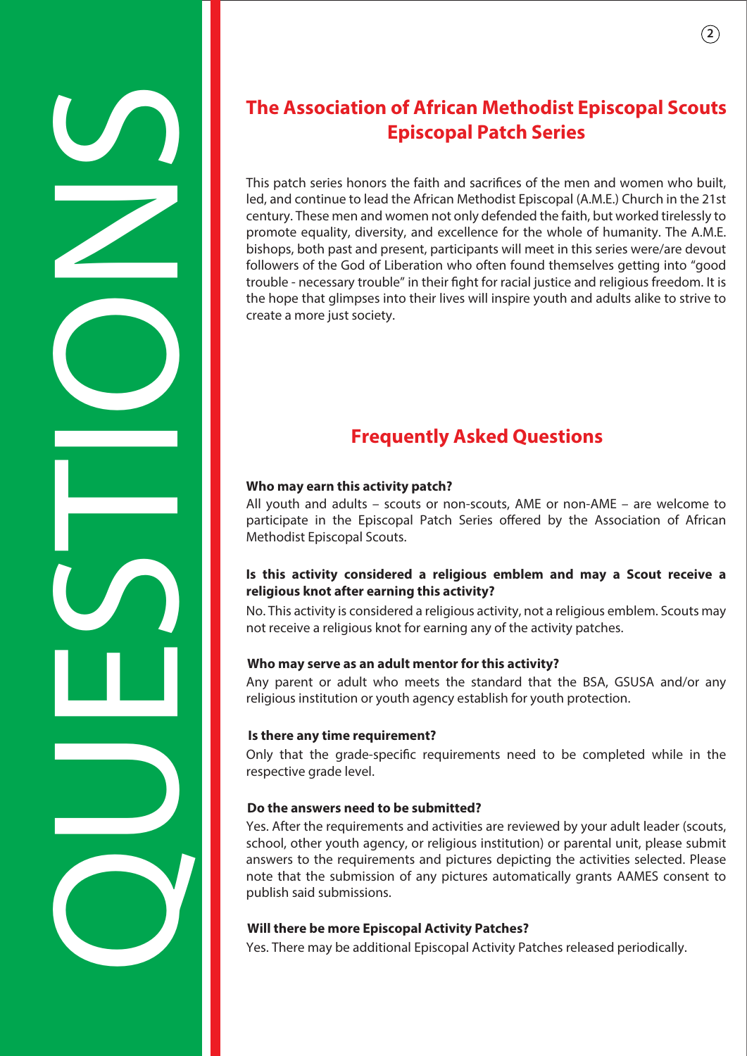# The Association of African Methodist Episcopal Scouts Episcopal Patch Series

This patch series honors the faith and sacrifices of the men and women who built, led, and continue to lead the African Methodist Episcopal (A.M.E.) Church in the 21st century. These men and women not only defended the faith, but worked tirelessly to promote equality, diversity, and excellence for the whole of humanity. The A.M.E. bishops, both past and present, participants will meet in this series were/are devout followers of the God of Liberation who often found themselves getting into "good trouble - necessary trouble" in their fight for racial justice and religious freedom. It is the hope that glimpses into their lives will inspire youth and adults alike to strive to create a more just society.

## Frequently Asked Questions

**Who may earn this activity patch?**

All youth and adults – scouts or non-scouts, AME or non-AME – are welcome to participate in the Episcopal Patch Series offered by the Association of African Methodist Episcopal Scouts.

**Is this activity considered a religious emblem and may a Scout receive a religious knot after earning this activity?**

No. This activity is considered a religious activity, not a religious emblem. Scouts may not receive a religious knot for earning any of the activity patches.

**Who may serve as an adult mentor for this activity?**

Any parent or adult who meets the standard that the BSA, GSUSA and/or any religious institution or youth agency establish for youth protection.

**Is there any time requirement?**

Only that the grade-specific requirements need to be completed while in the respective grade level.

**Do the answers need to be submitted?**

Yes. After the requirements and activities are reviewed by your adult leader (scouts, school, other youth agency, or religious institution) or parental unit, please submit answers to the requirements and pictures depicting the activities selected. Please note that the submission of any pictures automatically grants AAMES consent to publish said submissions.

**Will there be more Episcopal Activity Patches?**

Yes. There may be additional Episcopal Activity Patches released periodically.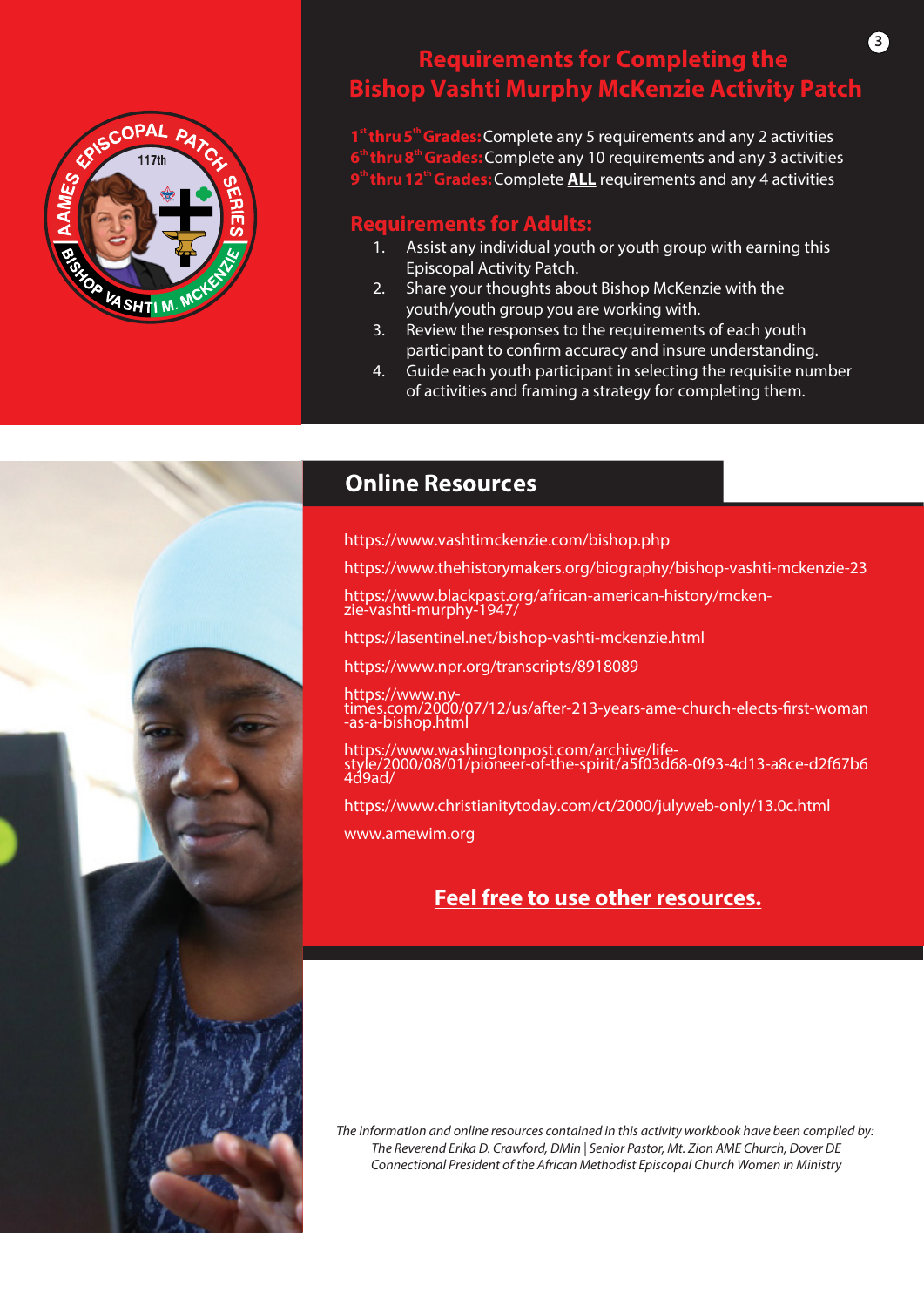# Requirements for Completing the Bishop Vashti Murphy McKenzie Activity Patch

**1st thru 5th Grades:** Complete any 5 requirements and any 2 activities
**6th thru 8th Grades:** Complete any 10 requirements and any 3 activities
**9th thru 12th Grades:** Complete **ALL** requirements and any 4 activities

## Requirements for Adults:

1. Assist any individual youth or youth group with earning this Episcopal Activity Patch.
2. Share your thoughts about Bishop McKenzie with the youth/youth group you are working with.
3. Review the responses to the requirements of each youth participant to confirm accuracy and insure understanding.
4. Guide each youth participant in selecting the requisite number of activities and framing a strategy for completing them.

## Online Resources

https://www.vashtimckenzie.com/bishop.php

https://www.thehistorymakers.org/biography/bishop-vashti-mckenzie-23

https://www.blackpast.org/african-american-history/mckenzie-vashti-murphy-1947/

https://lasentinel.net/bishop-vashti-mckenzie.html

https://www.npr.org/transcripts/8918089

https://www.nytimes.com/2000/07/12/us/after-213-years-ame-church-elects-first-woman-as-a-bishop.html

https://www.washingtonpost.com/archive/lifestyle/2000/08/01/pioneer-of-the-spirit/a5f03d68-0f93-4d13-a8ce-d2f67b64d9ad/

https://www.christianitytoday.com/ct/2000/julyweb-only/13.0c.html

www.amewim.org

**Feel free to use other resources.**

*The information and online resources contained in this activity workbook have been compiled by:*
*The Reverend Erika D. Crawford, DMin | Senior Pastor, Mt. Zion AME Church, Dover DE*
*Connectional President of the African Methodist Episcopal Church Women in Ministry*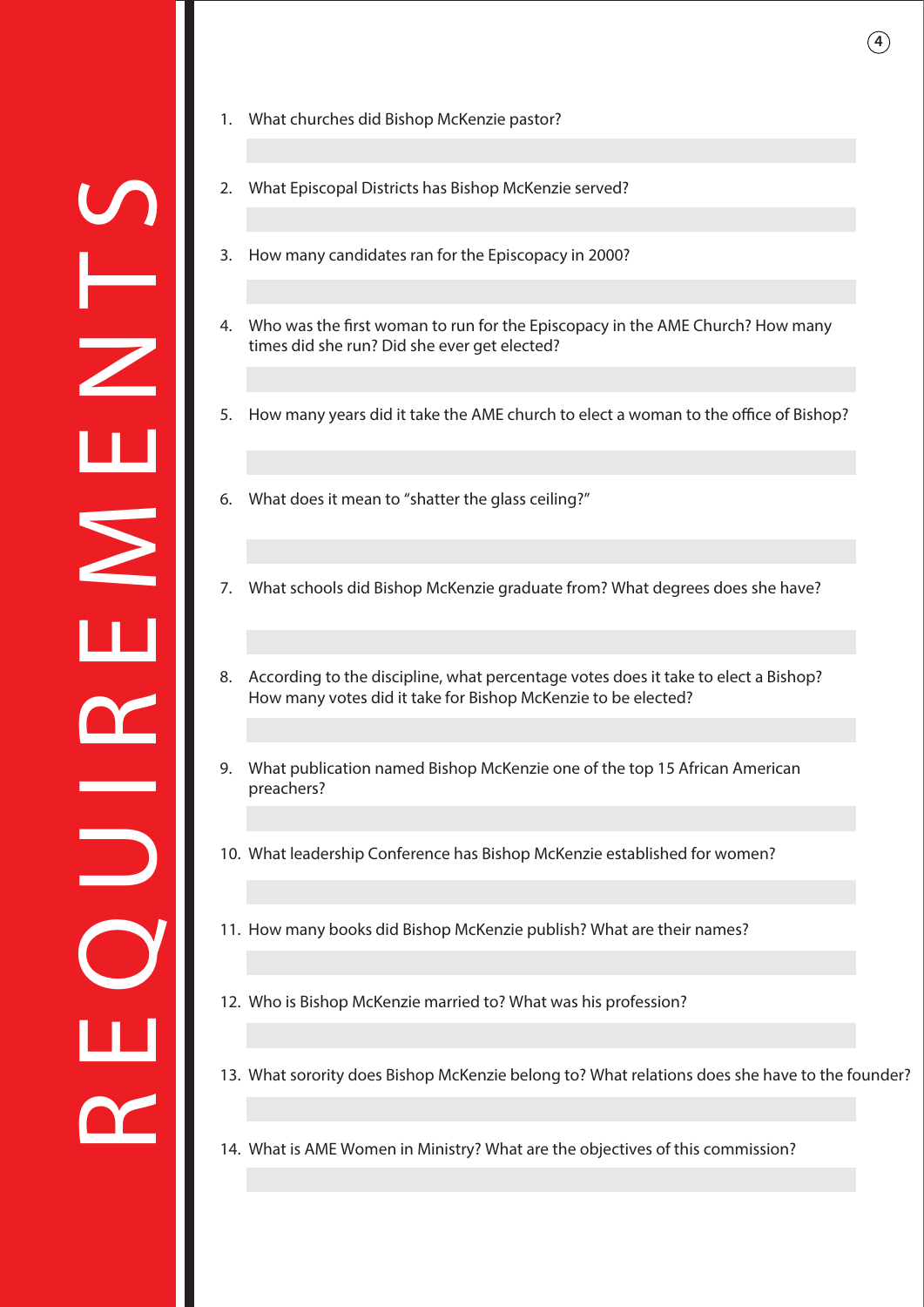# REQUIREMENTS

1. What churches did Bishop McKenzie pastor?
2. What Episcopal Districts has Bishop McKenzie served?
3. How many candidates ran for the Episcopacy in 2000?
4. Who was the first woman to run for the Episcopacy in the AME Church? How many times did she run? Did she ever get elected?
5. How many years did it take the AME church to elect a woman to the office of Bishop?
6. What does it mean to "shatter the glass ceiling?"
7. What schools did Bishop McKenzie graduate from? What degrees does she have?
8. According to the discipline, what percentage votes does it take to elect a Bishop? How many votes did it take for Bishop McKenzie to be elected?
9. What publication named Bishop McKenzie one of the top 15 African American preachers?
10. What leadership Conference has Bishop McKenzie established for women?
11. How many books did Bishop McKenzie publish? What are their names?
12. Who is Bishop McKenzie married to? What was his profession?
13. What sorority does Bishop McKenzie belong to? What relations does she have to the founder?
14. What is AME Women in Ministry? What are the objectives of this commission?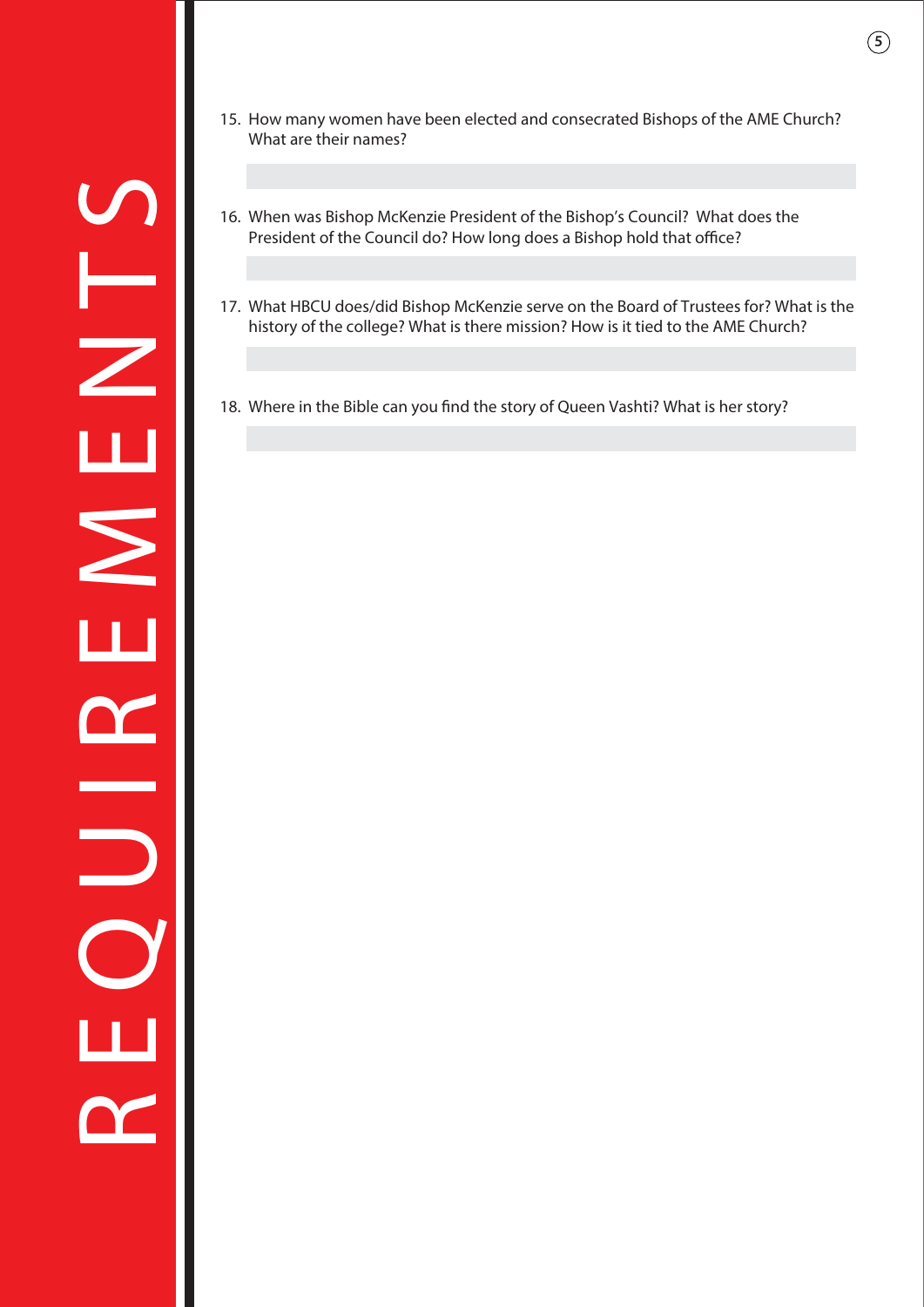# REQUIREMENTS

15. How many women have been elected and consecrated Bishops of the AME Church? What are their names?

16. When was Bishop McKenzie President of the Bishop's Council? What does the President of the Council do? How long does a Bishop hold that office?

17. What HBCU does/did Bishop McKenzie serve on the Board of Trustees for? What is the history of the college? What is there mission? How is it tied to the AME Church?

18. Where in the Bible can you find the story of Queen Vashti? What is her story?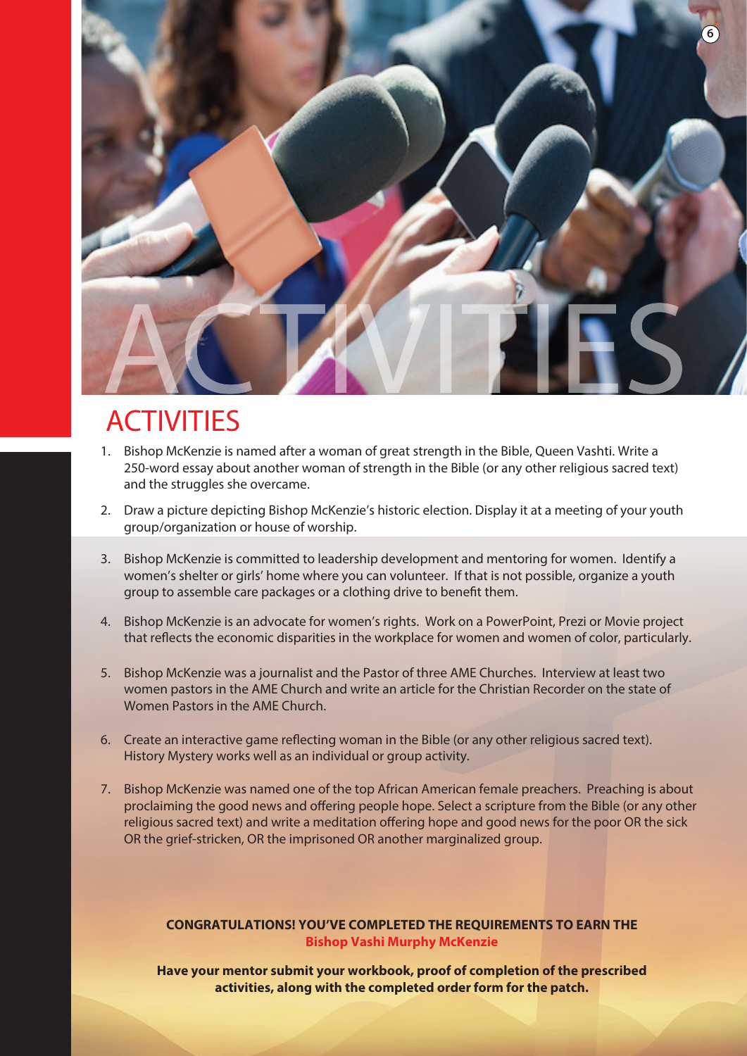# ACTIVITIES

1. Bishop McKenzie is named after a woman of great strength in the Bible, Queen Vashti. Write a 250-word essay about another woman of strength in the Bible (or any other religious sacred text) and the struggles she overcame.

2. Draw a picture depicting Bishop McKenzie's historic election. Display it at a meeting of your youth group/organization or house of worship.

3. Bishop McKenzie is committed to leadership development and mentoring for women. Identify a women's shelter or girls' home where you can volunteer. If that is not possible, organize a youth group to assemble care packages or a clothing drive to benefit them.

4. Bishop McKenzie is an advocate for women's rights. Work on a PowerPoint, Prezi or Movie project that reflects the economic disparities in the workplace for women and women of color, particularly.

5. Bishop McKenzie was a journalist and the Pastor of three AME Churches. Interview at least two women pastors in the AME Church and write an article for the Christian Recorder on the state of Women Pastors in the AME Church.

6. Create an interactive game reflecting woman in the Bible (or any other religious sacred text). History Mystery works well as an individual or group activity.

7. Bishop McKenzie was named one of the top African American female preachers. Preaching is about proclaiming the good news and offering people hope. Select a scripture from the Bible (or any other religious sacred text) and write a meditation offering hope and good news for the poor OR the sick OR the grief-stricken, OR the imprisoned OR another marginalized group.

**CONGRATULATIONS! YOU'VE COMPLETED THE REQUIREMENTS TO EARN THE**
**Bishop Vashi Murphy McKenzie**

**Have your mentor submit your workbook, proof of completion of the prescribed activities, along with the completed order form for the patch.**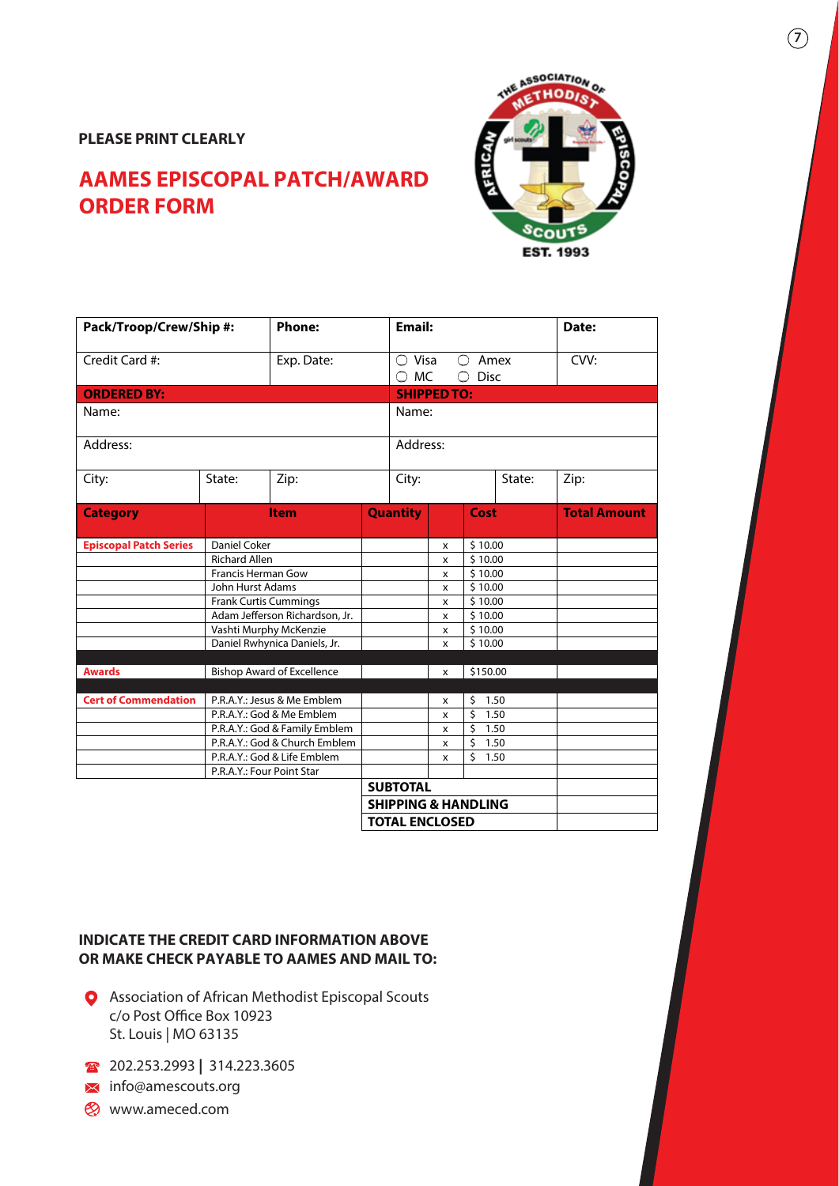**PLEASE PRINT CLEARLY**

# AAMES EPISCOPAL PATCH/AWARD ORDER FORM

| Pack/Troop/Crew/Ship #: | | Phone: | Email: | | Date: |
|---|---|---|---|---|---|
| Credit Card #: | | Exp. Date: | ◯ Visa ◯ Amex ◯ MC ◯ Disc | | CVV: |
| **ORDERED BY:** | | | **SHIPPED TO:** | | |
| Name: | | | Name: | | |
| Address: | | | Address: | | |
| City: | State: | Zip: | City: | State: | Zip: |

| Category | Item | Quantity | | Cost | Total Amount |
|---|---|---|---|---|---|
| **Episcopal Patch Series** | Daniel Coker | | x | $ 10.00 | |
| | Richard Allen | | x | $ 10.00 | |
| | Francis Herman Gow | | x | $ 10.00 | |
| | John Hurst Adams | | x | $ 10.00 | |
| | Frank Curtis Cummings | | x | $ 10.00 | |
| | Adam Jefferson Richardson, Jr. | | x | $ 10.00 | |
| | Vashti Murphy McKenzie | | x | $ 10.00 | |
| | Daniel Rwhynica Daniels, Jr. | | x | $ 10.00 | |
| **Awards** | Bishop Award of Excellence | | x | $150.00 | |
| **Cert of Commendation** | P.R.A.Y.: Jesus & Me Emblem | | x | $ 1.50 | |
| | P.R.A.Y.: God & Me Emblem | | x | $ 1.50 | |
| | P.R.A.Y.: God & Family Emblem | | x | $ 1.50 | |
| | P.R.A.Y.: God & Church Emblem | | x | $ 1.50 | |
| | P.R.A.Y.: God & Life Emblem | | x | $ 1.50 | |
| | P.R.A.Y.: Four Point Star | | | | |
| | | **SUBTOTAL** | | | |
| | | **SHIPPING & HANDLING** | | | |
| | | **TOTAL ENCLOSED** | | | |

**INDICATE THE CREDIT CARD INFORMATION ABOVE OR MAKE CHECK PAYABLE TO AAMES AND MAIL TO:**

Association of African Methodist Episcopal Scouts
c/o Post Office Box 10923
St. Louis | MO 63135

202.253.2993 | 314.223.3605

info@amescouts.org

www.ameced.com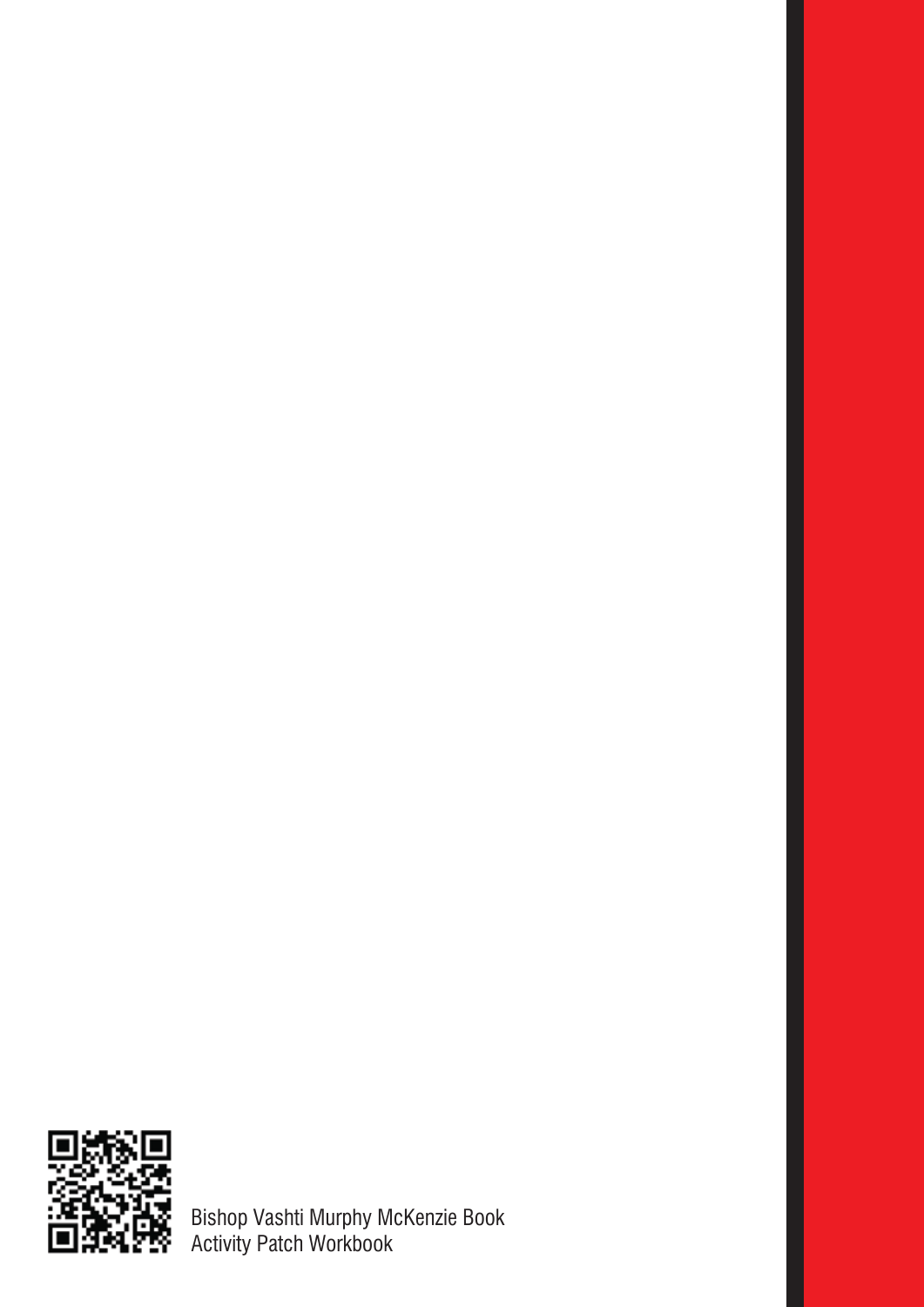Bishop Vashti Murphy McKenzie Book
Activity Patch Workbook